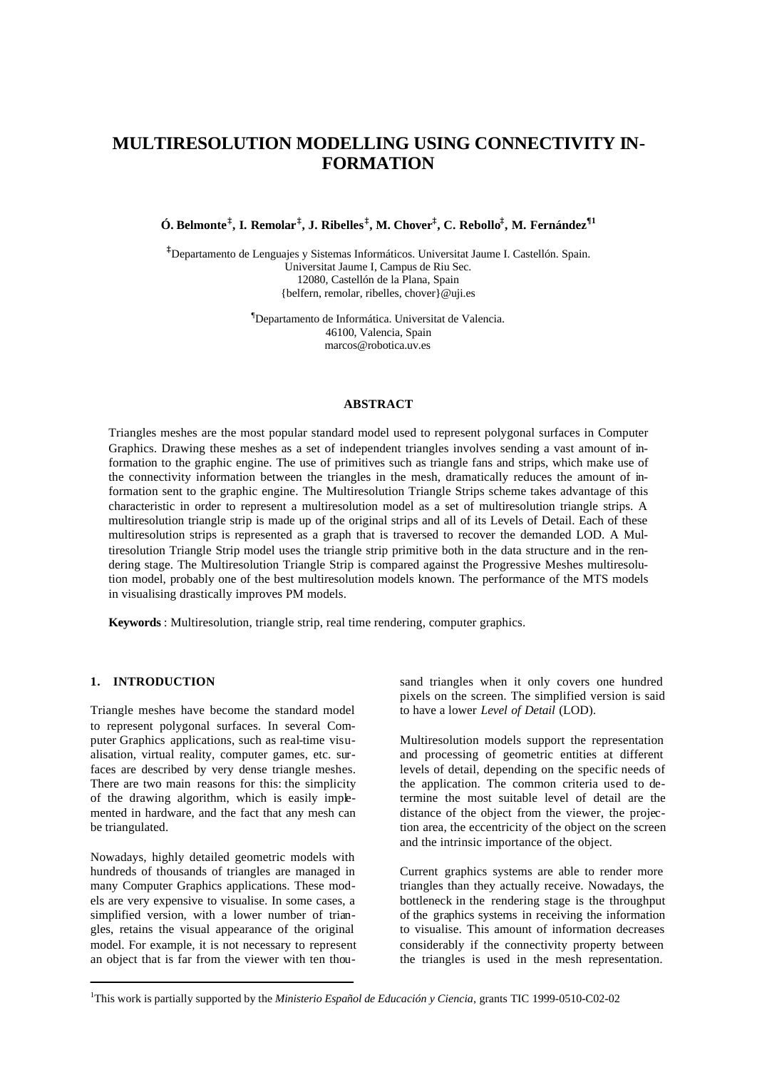# MULTIRESOLUTION MODELLING USING CONNECTIVITY INFORMATION

**Ó. Belmonte[‡], I. Remolar[‡], J. Ribelles[‡], M. Chover[‡], C. Rebollo[‡], M. Fernández[¶1]**

[‡]Departamento de Lenguajes y Sistemas Informáticos. Universitat Jaume I. Castellón. Spain.
Universitat Jaume I, Campus de Riu Sec.
12080, Castellón de la Plana, Spain
{belfern, remolar, ribelles, chover}@uji.es

[¶]Departamento de Informática. Universitat de Valencia.
46100, Valencia, Spain
marcos@robotica.uv.es

### ABSTRACT

Triangles meshes are the most popular standard model used to represent polygonal surfaces in Computer Graphics. Drawing these meshes as a set of independent triangles involves sending a vast amount of information to the graphic engine. The use of primitives such as triangle fans and strips, which make use of the connectivity information between the triangles in the mesh, dramatically reduces the amount of information sent to the graphic engine. The Multiresolution Triangle Strips scheme takes advantage of this characteristic in order to represent a multiresolution model as a set of multiresolution triangle strips. A multiresolution triangle strip is made up of the original strips and all of its Levels of Detail. Each of these multiresolution strips is represented as a graph that is traversed to recover the demanded LOD. A Multiresolution Triangle Strip model uses the triangle strip primitive both in the data structure and in the rendering stage. The Multiresolution Triangle Strip is compared against the Progressive Meshes multiresolution model, probably one of the best multiresolution models known. The performance of the MTS models in visualising drastically improves PM models.

**Keywords** : Multiresolution, triangle strip, real time rendering, computer graphics.

## 1. INTRODUCTION

Triangle meshes have become the standard model to represent polygonal surfaces. In several Computer Graphics applications, such as real-time visualisation, virtual reality, computer games, etc. surfaces are described by very dense triangle meshes. There are two main reasons for this: the simplicity of the drawing algorithm, which is easily implemented in hardware, and the fact that any mesh can be triangulated.

Nowadays, highly detailed geometric models with hundreds of thousands of triangles are managed in many Computer Graphics applications. These models are very expensive to visualise. In some cases, a simplified version, with a lower number of triangles, retains the visual appearance of the original model. For example, it is not necessary to represent an object that is far from the viewer with ten thousand triangles when it only covers one hundred pixels on the screen. The simplified version is said to have a lower *Level of Detail* (LOD).

Multiresolution models support the representation and processing of geometric entities at different levels of detail, depending on the specific needs of the application. The common criteria used to determine the most suitable level of detail are the distance of the object from the viewer, the projection area, the eccentricity of the object on the screen and the intrinsic importance of the object.

Current graphics systems are able to render more triangles than they actually receive. Nowadays, the bottleneck in the rendering stage is the throughput of the graphics systems in receiving the information to visualise. This amount of information decreases considerably if the connectivity property between the triangles is used in the mesh representation.

[1]This work is partially supported by the *Ministerio Español de Educación y Ciencia*, grants TIC 1999-0510-C02-02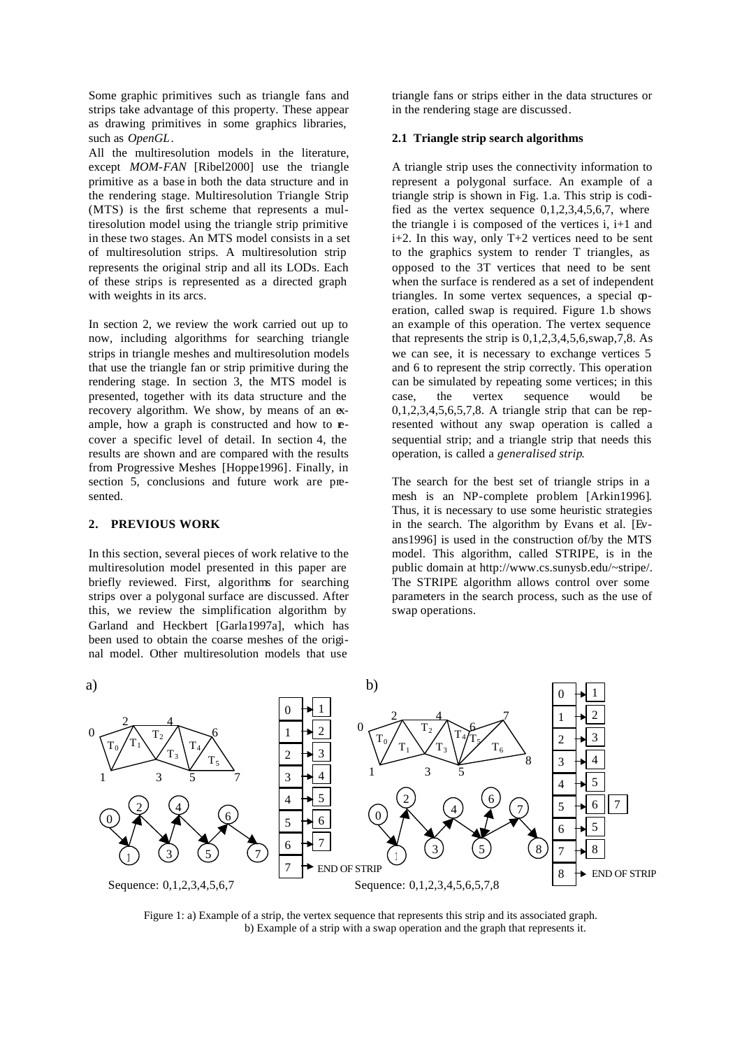Some graphic primitives such as triangle fans and strips take advantage of this property. These appear as drawing primitives in some graphics libraries, such as *OpenGL*.

All the multiresolution models in the literature, except *MOM-FAN* [Ribel2000] use the triangle primitive as a base in both the data structure and in the rendering stage. Multiresolution Triangle Strip (MTS) is the first scheme that represents a multiresolution model using the triangle strip primitive in these two stages. An MTS model consists in a set of multiresolution strips. A multiresolution strip represents the original strip and all its LODs. Each of these strips is represented as a directed graph with weights in its arcs.

In section 2, we review the work carried out up to now, including algorithms for searching triangle strips in triangle meshes and multiresolution models that use the triangle fan or strip primitive during the rendering stage. In section 3, the MTS model is presented, together with its data structure and the recovery algorithm. We show, by means of an example, how a graph is constructed and how to recover a specific level of detail. In section 4, the results are shown and are compared with the results from Progressive Meshes [Hoppe1996]. Finally, in section 5, conclusions and future work are presented.

## 2. PREVIOUS WORK

In this section, several pieces of work relative to the multiresolution model presented in this paper are briefly reviewed. First, algorithms for searching strips over a polygonal surface are discussed. After this, we review the simplification algorithm by Garland and Heckbert [Garla1997a], which has been used to obtain the coarse meshes of the original model. Other multiresolution models that use triangle fans or strips either in the data structures or in the rendering stage are discussed.

### 2.1 Triangle strip search algorithms

A triangle strip uses the connectivity information to represent a polygonal surface. An example of a triangle strip is shown in Fig. 1.a. This strip is codified as the vertex sequence 0,1,2,3,4,5,6,7, where the triangle i is composed of the vertices i, i+1 and i+2. In this way, only T+2 vertices need to be sent to the graphics system to render T triangles, as opposed to the 3T vertices that need to be sent when the surface is rendered as a set of independent triangles. In some vertex sequences, a special operation, called swap is required. Figure 1.b shows an example of this operation. The vertex sequence that represents the strip is 0,1,2,3,4,5,6,swap,7,8. As we can see, it is necessary to exchange vertices 5 and 6 to represent the strip correctly. This operation can be simulated by repeating some vertices; in this case, the vertex sequence would be 0,1,2,3,4,5,6,5,7,8. A triangle strip that can be represented without any swap operation is called a sequential strip; and a triangle strip that needs this operation, is called a *generalised strip*.

The search for the best set of triangle strips in a mesh is an NP-complete problem [Arkin1996]. Thus, it is necessary to use some heuristic strategies in the search. The algorithm by Evans et al. [Evans1996] is used in the construction of/by the MTS model. This algorithm, called STRIPE, is in the public domain at http://www.cs.sunysb.edu/~stripe/. The STRIPE algorithm allows control over some parameters in the search process, such as the use of swap operations.

Sequence: 0,1,2,3,4,5,6,7

Sequence: 0,1,2,3,4,5,6,5,7,8

Figure 1: a) Example of a strip, the vertex sequence that represents this strip and its associated graph. b) Example of a strip with a swap operation and the graph that represents it.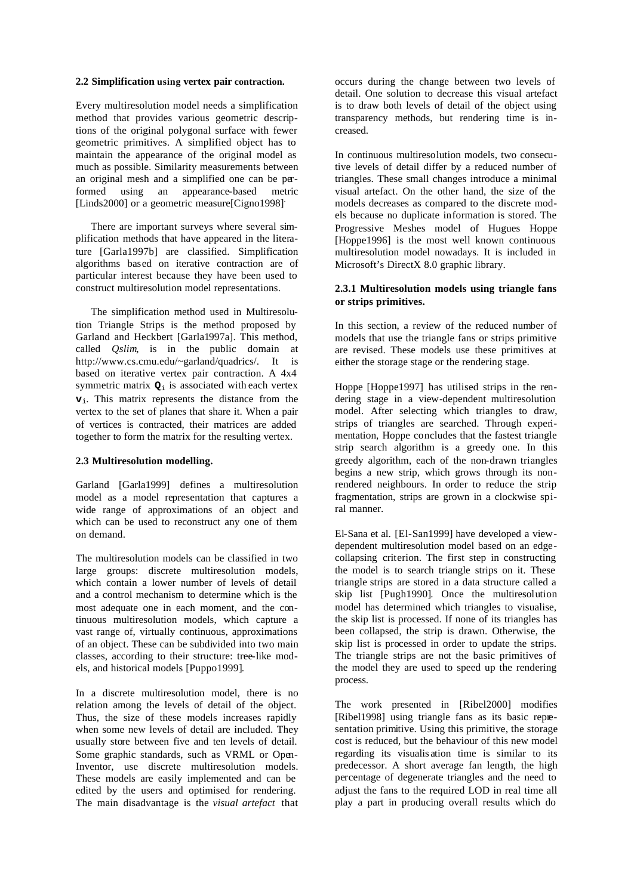### 2.2 Simplification using vertex pair contraction.

Every multiresolution model needs a simplification method that provides various geometric descriptions of the original polygonal surface with fewer geometric primitives. A simplified object has to maintain the appearance of the original model as much as possible. Similarity measurements between an original mesh and a simplified one can be performed using an appearance-based metric [Linds2000] or a geometric measure[Cigno1998].

There are important surveys where several simplification methods that have appeared in the literature [Garla1997b] are classified. Simplification algorithms based on iterative contraction are of particular interest because they have been used to construct multiresolution model representations.

The simplification method used in Multiresolution Triangle Strips is the method proposed by Garland and Heckbert [Garla1997a]. This method, called *Qslim*, is in the public domain at http://www.cs.cmu.edu/~garland/quadrics/. It is based on iterative vertex pair contraction. A 4x4 symmetric matrix $\mathbf{Q}_i$ is associated with each vertex $\mathbf{v}_i$. This matrix represents the distance from the vertex to the set of planes that share it. When a pair of vertices is contracted, their matrices are added together to form the matrix for the resulting vertex.

### 2.3 Multiresolution modelling.

Garland [Garla1999] defines a multiresolution model as a model representation that captures a wide range of approximations of an object and which can be used to reconstruct any one of them on demand.

The multiresolution models can be classified in two large groups: discrete multiresolution models, which contain a lower number of levels of detail and a control mechanism to determine which is the most adequate one in each moment, and the continuous multiresolution models, which capture a vast range of, virtually continuous, approximations of an object. These can be subdivided into two main classes, according to their structure: tree-like models, and historical models [Puppo1999].

In a discrete multiresolution model, there is no relation among the levels of detail of the object. Thus, the size of these models increases rapidly when some new levels of detail are included. They usually store between five and ten levels of detail. Some graphic standards, such as VRML or Open-Inventor, use discrete multiresolution models. These models are easily implemented and can be edited by the users and optimised for rendering. The main disadvantage is the *visual artefact* that occurs during the change between two levels of detail. One solution to decrease this visual artefact is to draw both levels of detail of the object using transparency methods, but rendering time is increased.

In continuous multiresolution models, two consecutive levels of detail differ by a reduced number of triangles. These small changes introduce a minimal visual artefact. On the other hand, the size of the models decreases as compared to the discrete models because no duplicate information is stored. The Progressive Meshes model of Hugues Hoppe [Hoppe1996] is the most well known continuous multiresolution model nowadays. It is included in Microsoft's DirectX 8.0 graphic library.

#### 2.3.1 Multiresolution models using triangle fans or strips primitives.

In this section, a review of the reduced number of models that use the triangle fans or strips primitive are revised. These models use these primitives at either the storage stage or the rendering stage.

Hoppe [Hoppe1997] has utilised strips in the rendering stage in a view-dependent multiresolution model. After selecting which triangles to draw, strips of triangles are searched. Through experimentation, Hoppe concludes that the fastest triangle strip search algorithm is a greedy one. In this greedy algorithm, each of the non-drawn triangles begins a new strip, which grows through its non-rendered neighbours. In order to reduce the strip fragmentation, strips are grown in a clockwise spiral manner.

El-Sana et al. [El-San1999] have developed a view-dependent multiresolution model based on an edge-collapsing criterion. The first step in constructing the model is to search triangle strips on it. These triangle strips are stored in a data structure called a skip list [Pugh1990]. Once the multiresolution model has determined which triangles to visualise, the skip list is processed. If none of its triangles has been collapsed, the strip is drawn. Otherwise, the skip list is processed in order to update the strips. The triangle strips are not the basic primitives of the model they are used to speed up the rendering process.

The work presented in [Ribel2000] modifies [Ribel1998] using triangle fans as its basic representation primitive. Using this primitive, the storage cost is reduced, but the behaviour of this new model regarding its visualisation time is similar to its predecessor. A short average fan length, the high percentage of degenerate triangles and the need to adjust the fans to the required LOD in real time all play a part in producing overall results which do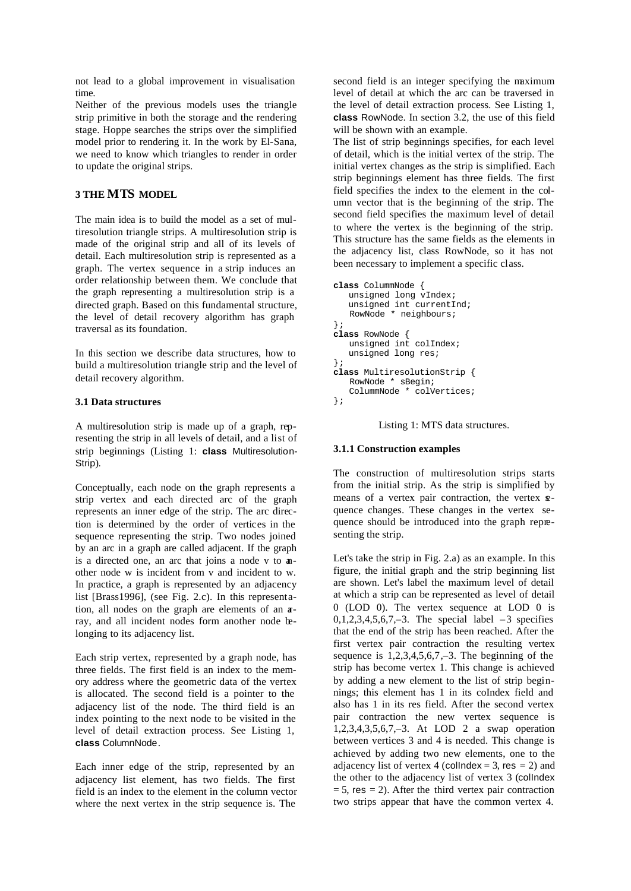not lead to a global improvement in visualisation time.

Neither of the previous models uses the triangle strip primitive in both the storage and the rendering stage. Hoppe searches the strips over the simplified model prior to rendering it. In the work by El-Sana, we need to know which triangles to render in order to update the original strips.

## 3 THE MTS MODEL

The main idea is to build the model as a set of multiresolution triangle strips. A multiresolution strip is made of the original strip and all of its levels of detail. Each multiresolution strip is represented as a graph. The vertex sequence in a strip induces an order relationship between them. We conclude that the graph representing a multiresolution strip is a directed graph. Based on this fundamental structure, the level of detail recovery algorithm has graph traversal as its foundation.

In this section we describe data structures, how to build a multiresolution triangle strip and the level of detail recovery algorithm.

### 3.1 Data structures

A multiresolution strip is made up of a graph, representing the strip in all levels of detail, and a list of strip beginnings (Listing 1: **class** MultiresolutionStrip).

Conceptually, each node on the graph represents a strip vertex and each directed arc of the graph represents an inner edge of the strip. The arc direction is determined by the order of vertices in the sequence representing the strip. Two nodes joined by an arc in a graph are called adjacent. If the graph is a directed one, an arc that joins a node v to another node w is incident from v and incident to w. In practice, a graph is represented by an adjacency list [Brass1996], (see Fig. 2.c). In this representation, all nodes on the graph are elements of an array, and all incident nodes form another node belonging to its adjacency list.

Each strip vertex, represented by a graph node, has three fields. The first field is an index to the memory address where the geometric data of the vertex is allocated. The second field is a pointer to the adjacency list of the node. The third field is an index pointing to the next node to be visited in the level of detail extraction process. See Listing 1, **class** ColumnNode.

Each inner edge of the strip, represented by an adjacency list element, has two fields. The first field is an index to the element in the column vector where the next vertex in the strip sequence is. The second field is an integer specifying the maximum level of detail at which the arc can be traversed in the level of detail extraction process. See Listing 1, **class** RowNode. In section 3.2, the use of this field will be shown with an example.

The list of strip beginnings specifies, for each level of detail, which is the initial vertex of the strip. The initial vertex changes as the strip is simplified. Each strip beginnings element has three fields. The first field specifies the index to the element in the column vector that is the beginning of the strip. The second field specifies the maximum level of detail to where the vertex is the beginning of the strip. This structure has the same fields as the elements in the adjacency list, class RowNode, so it has not been necessary to implement a specific class.

```
class ColummNode {
   unsigned long vIndex;
   unsigned int currentInd;
   RowNode * neighbours;
};
class RowNode {
   unsigned int colIndex;
   unsigned long res;
};
class MultiresolutionStrip {
   RowNode * sBegin;
   ColummNode * colVertices;
};
```

Listing 1: MTS data structures.

#### 3.1.1 Construction examples

The construction of multiresolution strips starts from the initial strip. As the strip is simplified by means of a vertex pair contraction, the vertex sequence changes. These changes in the vertex sequence should be introduced into the graph representing the strip.

Let's take the strip in Fig. 2.a) as an example. In this figure, the initial graph and the strip beginning list are shown. Let's label the maximum level of detail at which a strip can be represented as level of detail 0 (LOD 0). The vertex sequence at LOD 0 is 0,1,2,3,4,5,6,7,–3. The special label –3 specifies that the end of the strip has been reached. After the first vertex pair contraction the resulting vertex sequence is 1,2,3,4,5,6,7,–3. The beginning of the strip has become vertex 1. This change is achieved by adding a new element to the list of strip beginnings; this element has 1 in its coIndex field and also has 1 in its res field. After the second vertex pair contraction the new vertex sequence is 1,2,3,4,3,5,6,7,–3. At LOD 2 a swap operation between vertices 3 and 4 is needed. This change is achieved by adding two new elements, one to the adjacency list of vertex 4 (colIndex = 3, res = 2) and the other to the adjacency list of vertex 3 (colIndex = 5, res = 2). After the third vertex pair contraction two strips appear that have the common vertex 4.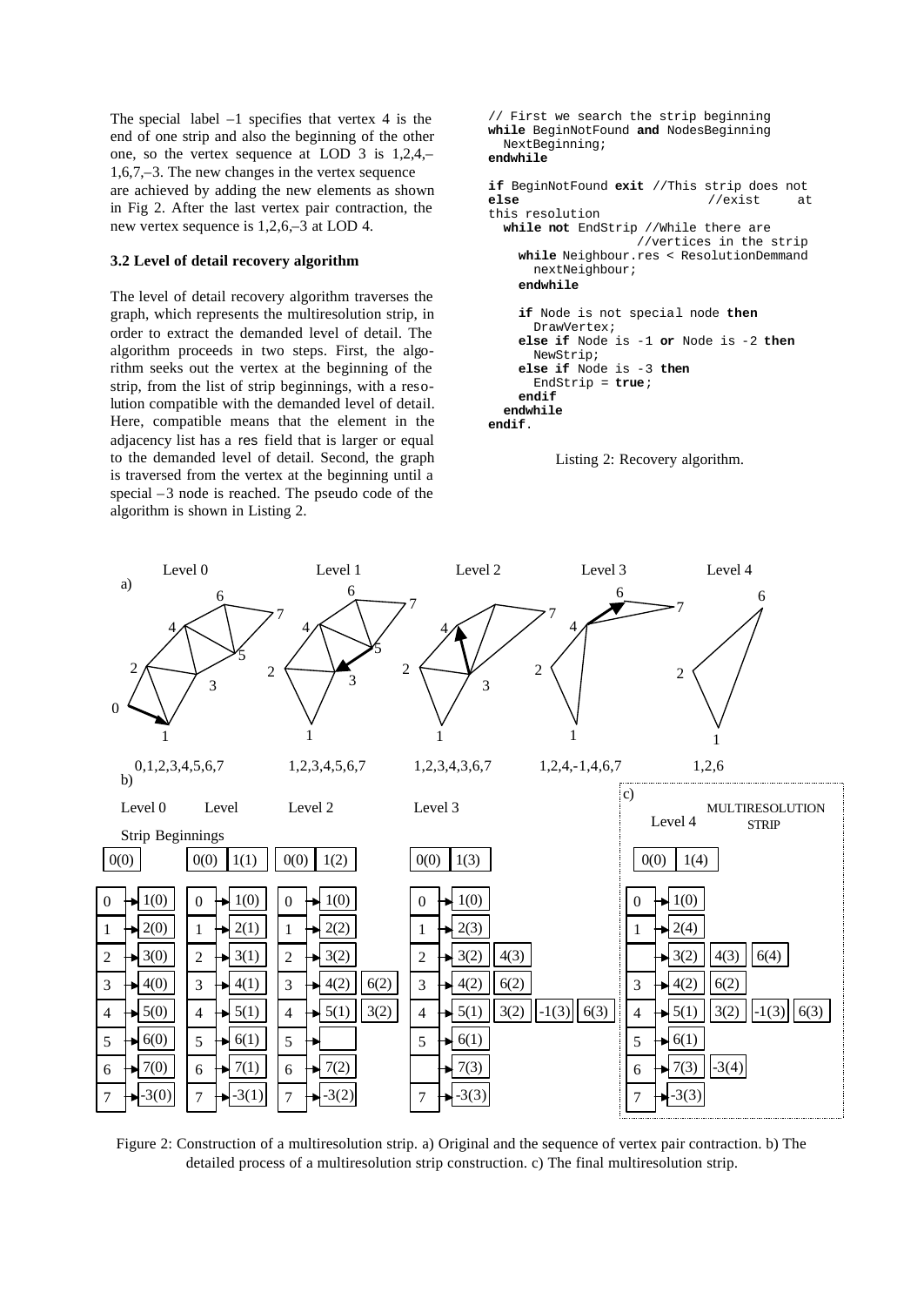The special label –1 specifies that vertex 4 is the end of one strip and also the beginning of the other one, so the vertex sequence at LOD 3 is 1,2,4,–1,6,7,–3. The new changes in the vertex sequence are achieved by adding the new elements as shown in Fig 2. After the last vertex pair contraction, the new vertex sequence is 1,2,6,–3 at LOD 4.

### 3.2 Level of detail recovery algorithm

The level of detail recovery algorithm traverses the graph, which represents the multiresolution strip, in order to extract the demanded level of detail. The algorithm proceeds in two steps. First, the algorithm seeks out the vertex at the beginning of the strip, from the list of strip beginnings, with a resolution compatible with the demanded level of detail. Here, compatible means that the element in the adjacency list has a `res` field that is larger or equal to the demanded level of detail. Second, the graph is traversed from the vertex at the beginning until a special –3 node is reached. The pseudo code of the algorithm is shown in Listing 2.

```
// First we search the strip beginning
while BeginNotFound and NodesBeginning
  NextBeginning;
endwhile

if BeginNotFound exit //This strip does not
else                    //exist     at
this resolution
  while not EndStrip //While there are
                  //vertices in the strip
    while Neighbour.res < ResolutionDemmand
      nextNeighbour;
    endwhile

    if Node is not special node then
      DrawVertex;
    else if Node is -1 or Node is -2 then
      NewStrip;
    else if Node is -3 then
      EndStrip = true;
    endif
  endwhile
endif.
```

Listing 2: Recovery algorithm.

Figure 2: Construction of a multiresolution strip. a) Original and the sequence of vertex pair contraction. b) The detailed process of a multiresolution strip construction. c) The final multiresolution strip.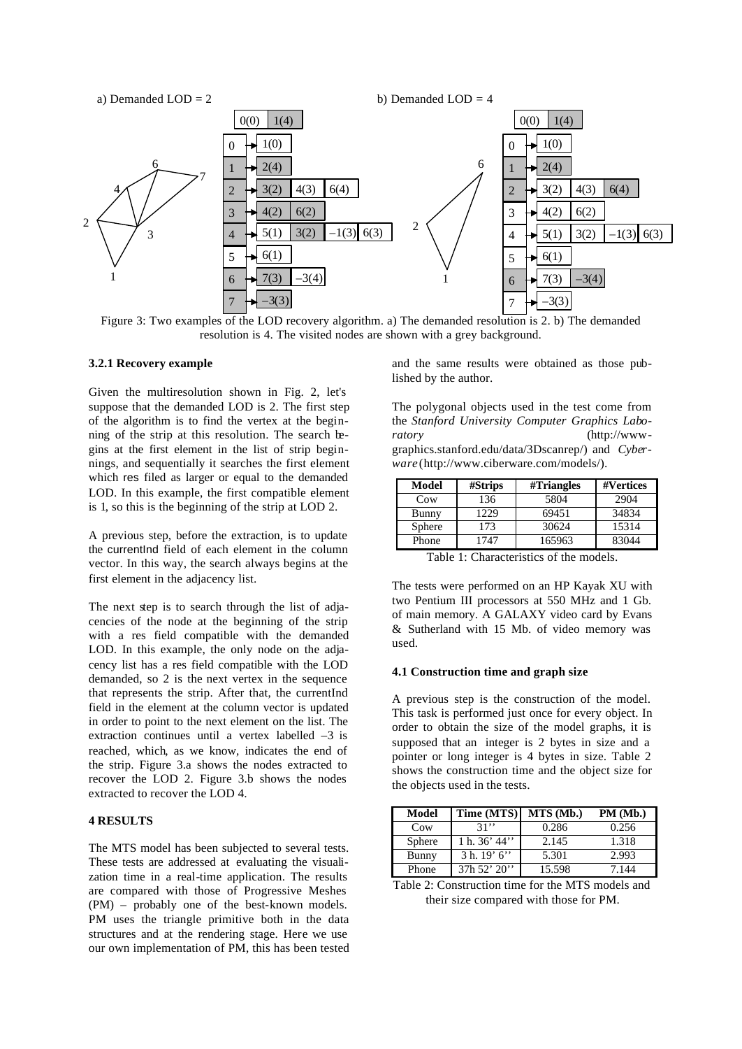Figure 3: Two examples of the LOD recovery algorithm. a) The demanded resolution is 2. b) The demanded resolution is 4. The visited nodes are shown with a grey background.

### 3.2.1 Recovery example

Given the multiresolution shown in Fig. 2, let's suppose that the demanded LOD is 2. The first step of the algorithm is to find the vertex at the beginning of the strip at this resolution. The search begins at the first element in the list of strip beginnings, and sequentially it searches the first element which res filed as larger or equal to the demanded LOD. In this example, the first compatible element is 1, so this is the beginning of the strip at LOD 2.

A previous step, before the extraction, is to update the currentInd field of each element in the column vector. In this way, the search always begins at the first element in the adjacency list.

The next step is to search through the list of adjacencies of the node at the beginning of the strip with a res field compatible with the demanded LOD. In this example, the only node on the adjacency list has a res field compatible with the LOD demanded, so 2 is the next vertex in the sequence that represents the strip. After that, the currentInd field in the element at the column vector is updated in order to point to the next element on the list. The extraction continues until a vertex labelled –3 is reached, which, as we know, indicates the end of the strip. Figure 3.a shows the nodes extracted to recover the LOD 2. Figure 3.b shows the nodes extracted to recover the LOD 4.

## 4 RESULTS

The MTS model has been subjected to several tests. These tests are addressed at evaluating the visualization time in a real-time application. The results are compared with those of Progressive Meshes (PM) – probably one of the best-known models. PM uses the triangle primitive both in the data structures and at the rendering stage. Here we use our own implementation of PM, this has been tested and the same results were obtained as those published by the author.

The polygonal objects used in the test come from the *Stanford University Computer Graphics Laboratory* (http://www-graphics.stanford.edu/data/3Dscanrep/) and *Cyberware* (http://www.ciberware.com/models/).

| Model | #Strips | #Triangles | #Vertices |
|---|---|---|---|
| Cow | 136 | 5804 | 2904 |
| Bunny | 1229 | 69451 | 34834 |
| Sphere | 173 | 30624 | 15314 |
| Phone | 1747 | 165963 | 83044 |

Table 1: Characteristics of the models.

The tests were performed on an HP Kayak XU with two Pentium III processors at 550 MHz and 1 Gb. of main memory. A GALAXY video card by Evans & Sutherland with 15 Mb. of video memory was used.

### 4.1 Construction time and graph size

A previous step is the construction of the model. This task is performed just once for every object. In order to obtain the size of the model graphs, it is supposed that an integer is 2 bytes in size and a pointer or long integer is 4 bytes in size. Table 2 shows the construction time and the object size for the objects used in the tests.

| Model | Time (MTS) | MTS (Mb.) | PM (Mb.) |
|---|---|---|---|
| Cow | 31'' | 0.286 | 0.256 |
| Sphere | 1 h. 36' 44'' | 2.145 | 1.318 |
| Bunny | 3 h. 19' 6'' | 5.301 | 2.993 |
| Phone | 37h 52' 20'' | 15.598 | 7.144 |

Table 2: Construction time for the MTS models and their size compared with those for PM.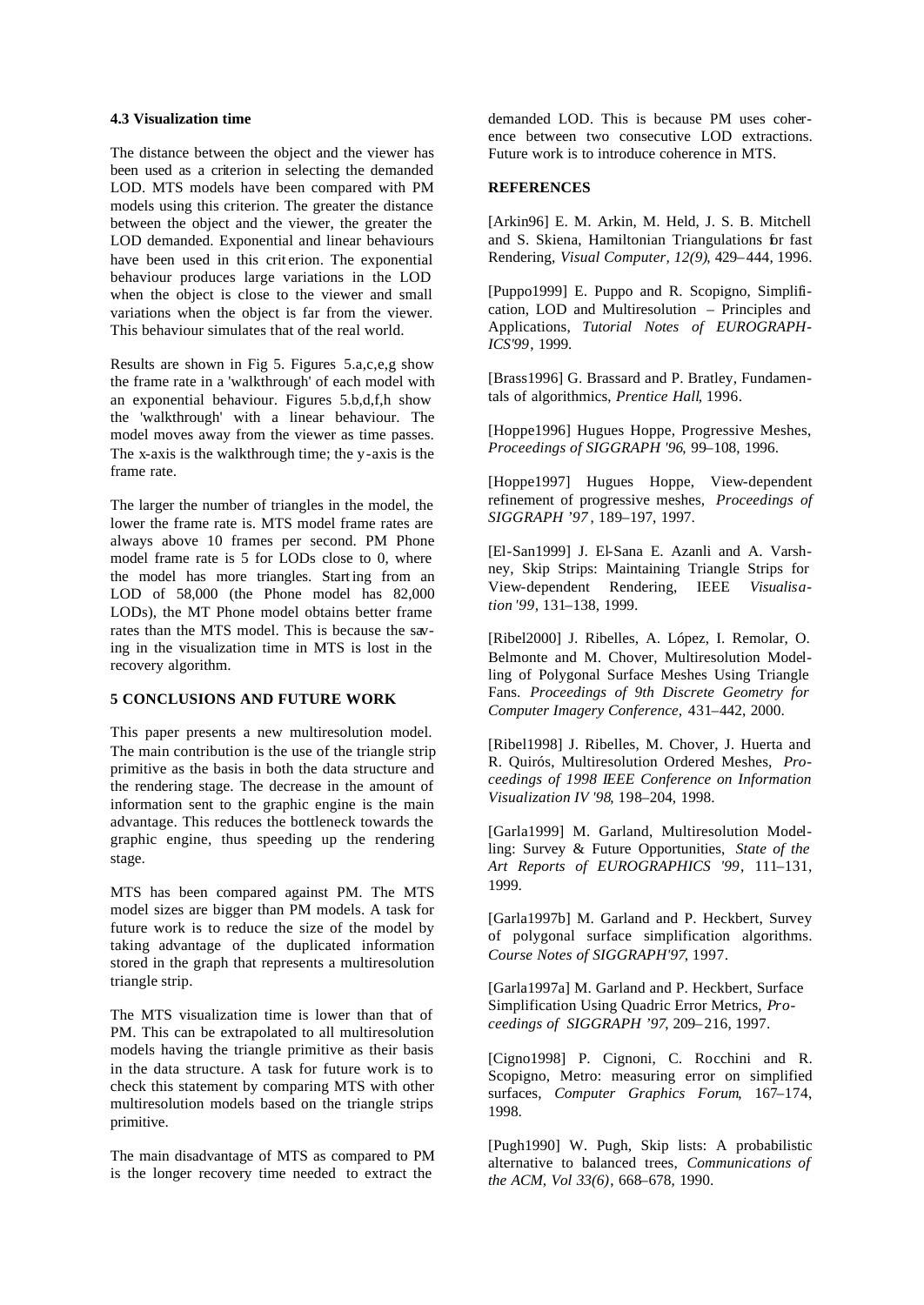### 4.3 Visualization time

The distance between the object and the viewer has been used as a criterion in selecting the demanded LOD. MTS models have been compared with PM models using this criterion. The greater the distance between the object and the viewer, the greater the LOD demanded. Exponential and linear behaviours have been used in this criterion. The exponential behaviour produces large variations in the LOD when the object is close to the viewer and small variations when the object is far from the viewer. This behaviour simulates that of the real world.

Results are shown in Fig 5. Figures 5.a,c,e,g show the frame rate in a 'walkthrough' of each model with an exponential behaviour. Figures 5.b,d,f,h show the 'walkthrough' with a linear behaviour. The model moves away from the viewer as time passes. The x-axis is the walkthrough time; the y-axis is the frame rate.

The larger the number of triangles in the model, the lower the frame rate is. MTS model frame rates are always above 10 frames per second. PM Phone model frame rate is 5 for LODs close to 0, where the model has more triangles. Starting from an LOD of 58,000 (the Phone model has 82,000 LODs), the MT Phone model obtains better frame rates than the MTS model. This is because the saving in the visualization time in MTS is lost in the recovery algorithm.

## 5 CONCLUSIONS AND FUTURE WORK

This paper presents a new multiresolution model. The main contribution is the use of the triangle strip primitive as the basis in both the data structure and the rendering stage. The decrease in the amount of information sent to the graphic engine is the main advantage. This reduces the bottleneck towards the graphic engine, thus speeding up the rendering stage.

MTS has been compared against PM. The MTS model sizes are bigger than PM models. A task for future work is to reduce the size of the model by taking advantage of the duplicated information stored in the graph that represents a multiresolution triangle strip.

The MTS visualization time is lower than that of PM. This can be extrapolated to all multiresolution models having the triangle primitive as their basis in the data structure. A task for future work is to check this statement by comparing MTS with other multiresolution models based on the triangle strips primitive.

The main disadvantage of MTS as compared to PM is the longer recovery time needed to extract the demanded LOD. This is because PM uses coherence between two consecutive LOD extractions. Future work is to introduce coherence in MTS.

## REFERENCES

[Arkin96] E. M. Arkin, M. Held, J. S. B. Mitchell and S. Skiena, Hamiltonian Triangulations for fast Rendering, *Visual Computer, 12(9)*, 429–444, 1996.

[Puppo1999] E. Puppo and R. Scopigno, Simplification, LOD and Multiresolution – Principles and Applications, *Tutorial Notes of EUROGRAPHICS'99*, 1999.

[Brass1996] G. Brassard and P. Bratley, Fundamentals of algorithmics, *Prentice Hall*, 1996.

[Hoppe1996] Hugues Hoppe, Progressive Meshes, *Proceedings of SIGGRAPH '96*, 99–108, 1996.

[Hoppe1997] Hugues Hoppe, View-dependent refinement of progressive meshes, *Proceedings of SIGGRAPH '97*, 189–197, 1997.

[El-San1999] J. El-Sana E. Azanli and A. Varshney, Skip Strips: Maintaining Triangle Strips for View-dependent Rendering, IEEE *Visualisation '99*, 131–138, 1999.

[Ribel2000] J. Ribelles, A. López, I. Remolar, O. Belmonte and M. Chover, Multiresolution Modelling of Polygonal Surface Meshes Using Triangle Fans. *Proceedings of 9th Discrete Geometry for Computer Imagery Conference*, 431–442, 2000.

[Ribel1998] J. Ribelles, M. Chover, J. Huerta and R. Quirós, Multiresolution Ordered Meshes, *Proceedings of 1998 IEEE Conference on Information Visualization IV '98*, 198–204, 1998.

[Garla1999] M. Garland, Multiresolution Modelling: Survey & Future Opportunities, *State of the Art Reports of EUROGRAPHICS '99*, 111–131, 1999.

[Garla1997b] M. Garland and P. Heckbert, Survey of polygonal surface simplification algorithms. *Course Notes of SIGGRAPH'97*, 1997.

[Garla1997a] M. Garland and P. Heckbert, Surface Simplification Using Quadric Error Metrics, *Proceedings of SIGGRAPH '97*, 209–216, 1997.

[Cigno1998] P. Cignoni, C. Rocchini and R. Scopigno, Metro: measuring error on simplified surfaces, *Computer Graphics Forum*, 167–174, 1998.

[Pugh1990] W. Pugh, Skip lists: A probabilistic alternative to balanced trees, *Communications of the ACM, Vol 33(6)*, 668–678, 1990.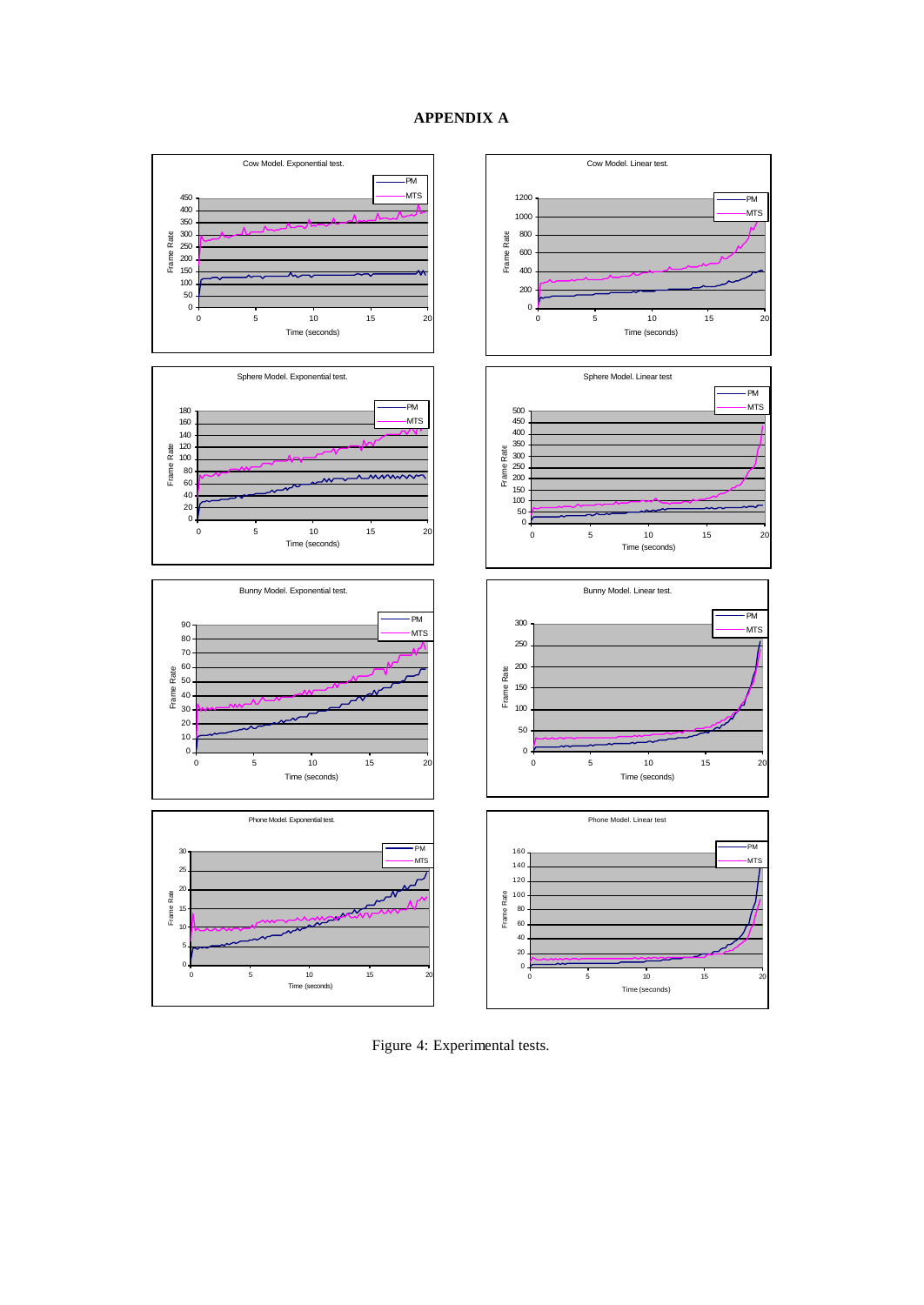# APPENDIX A

Cow Model. Exponential test.

PM
MTS

450
400
350
300
250
200
150
100
50
0

Frame Rate

0 5 10 15 20

Time (seconds)

Cow Model. Linear test.

PM
MTS

1200
1000
800
600
400
200
0

Frame Rate

0 5 10 15 20

Time (seconds)

Sphere Model. Exponential test.

PM
MTS

180
160
140
120
100
80
60
40
20
0

Frame Rate

0 5 10 15 20

Time (seconds)

Sphere Model. Linear test

PM
MTS

500
450
400
350
300
250
200
150
100
50
0

Frame Rate

0 5 10 15 20

Time (seconds)

Bunny Model. Exponential test.

PM
MTS

90
80
70
60
50
40
30
20
10
0

Frame Rate

0 5 10 15 20

Time (seconds)

Bunny Model. Linear test.

PM
MTS

300
250
200
150
100
50
0

Frame Rate

0 5 10 15 20

Time (seconds)

Phone Model. Exponential test.

PM
MTS

30
25
20
15
10
5
0

Frame Rate

0 5 10 15 20

Time (seconds)

Phone Model. Linear test

PM
MTS

160
140
120
100
80
60
40
20
0

Frame Rate

0 5 10 15 20

Time (seconds)

Figure 4: Experimental tests.